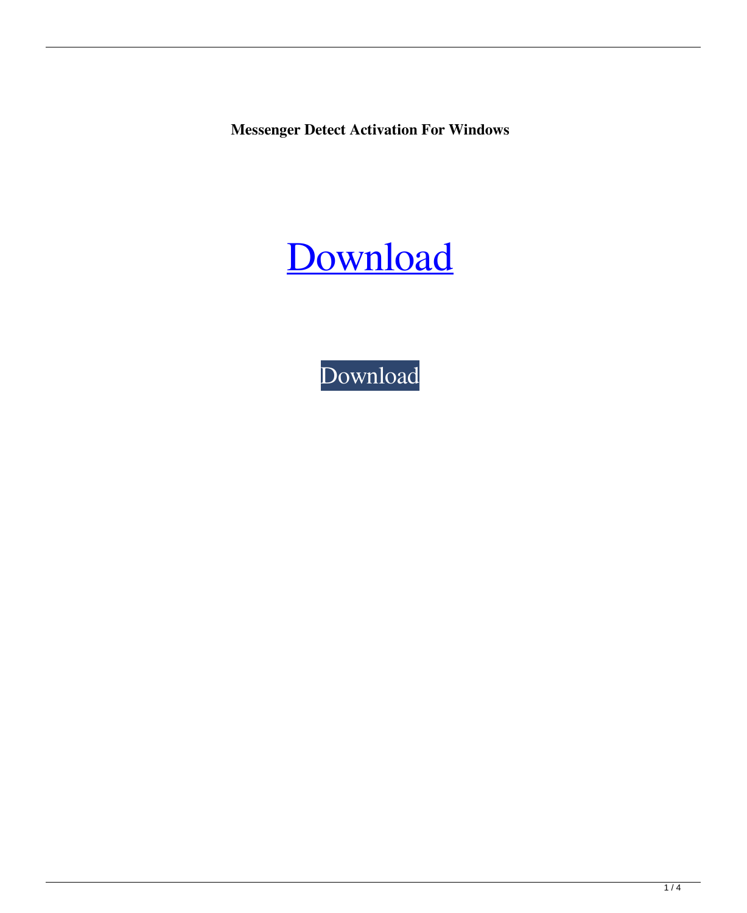**Messenger Detect Activation For Windows**

Download

Download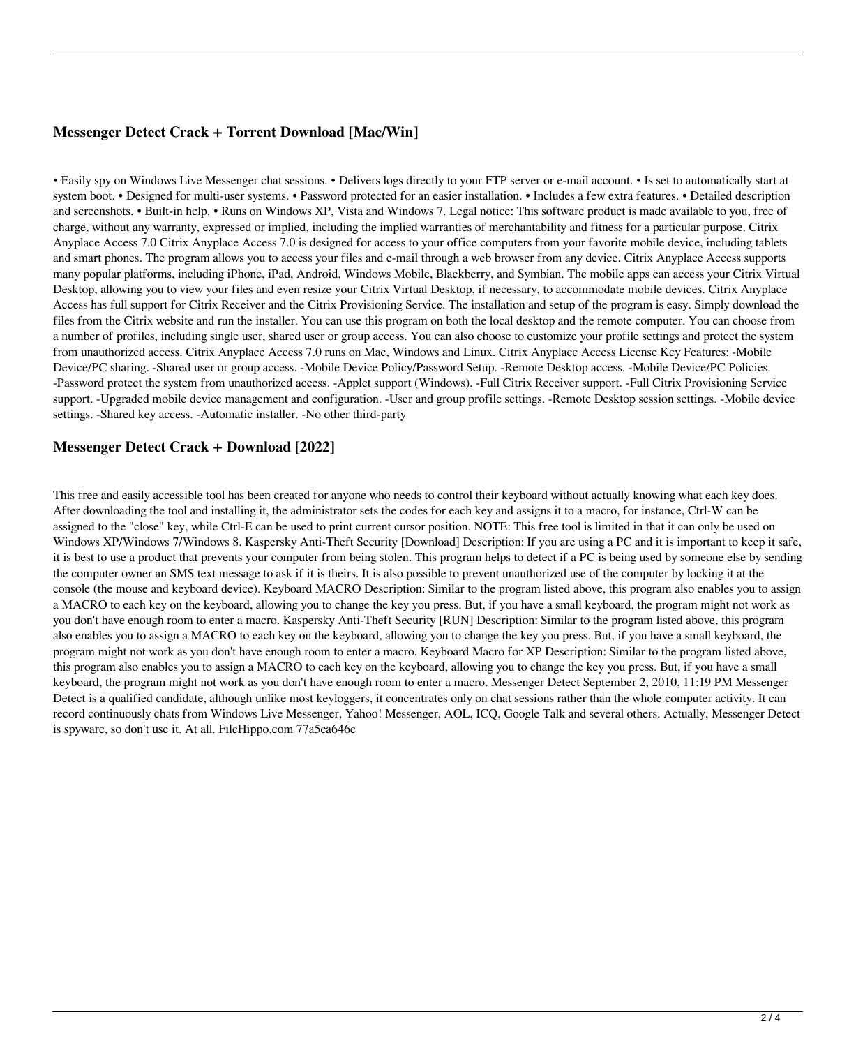## Messenger Detect Crack + Torrent Download [Mac/Win]

• Easily spy on Windows Live Messenger chat sessions. • Delivers logs directly to your FTP server or e-mail account. • Is set to automatically start at system boot. • Designed for multi-user systems. • Password protected for an easier installation. • Includes a few extra features. • Detailed description and screenshots. • Built-in help. • Runs on Windows XP, Vista and Windows 7. Legal notice: This software product is made available to you, free of charge, without any warranty, expressed or implied, including the implied warranties of merchantability and fitness for a particular purpose. Citrix Anyplace Access 7.0 Citrix Anyplace Access 7.0 is designed for access to your office computers from your favorite mobile device, including tablets and smart phones. The program allows you to access your files and e-mail through a web browser from any device. Citrix Anyplace Access supports many popular platforms, including iPhone, iPad, Android, Windows Mobile, Blackberry, and Symbian. The mobile apps can access your Citrix Virtual Desktop, allowing you to view your files and even resize your Citrix Virtual Desktop, if necessary, to accommodate mobile devices. Citrix Anyplace Access has full support for Citrix Receiver and the Citrix Provisioning Service. The installation and setup of the program is easy. Simply download the files from the Citrix website and run the installer. You can use this program on both the local desktop and the remote computer. You can choose from a number of profiles, including single user, shared user or group access. You can also choose to customize your profile settings and protect the system from unauthorized access. Citrix Anyplace Access 7.0 runs on Mac, Windows and Linux. Citrix Anyplace Access License Key Features: -Mobile Device/PC sharing. -Shared user or group access. -Mobile Device Policy/Password Setup. -Remote Desktop access. -Mobile Device/PC Policies. -Password protect the system from unauthorized access. -Applet support (Windows). -Full Citrix Receiver support. -Full Citrix Provisioning Service support. -Upgraded mobile device management and configuration. -User and group profile settings. -Remote Desktop session settings. -Mobile device settings. -Shared key access. -Automatic installer. -No other third-party

## Messenger Detect Crack + Download [2022]

This free and easily accessible tool has been created for anyone who needs to control their keyboard without actually knowing what each key does. After downloading the tool and installing it, the administrator sets the codes for each key and assigns it to a macro, for instance, Ctrl-W can be assigned to the "close" key, while Ctrl-E can be used to print current cursor position. NOTE: This free tool is limited in that it can only be used on Windows XP/Windows 7/Windows 8. Kaspersky Anti-Theft Security [Download] Description: If you are using a PC and it is important to keep it safe, it is best to use a product that prevents your computer from being stolen. This program helps to detect if a PC is being used by someone else by sending the computer owner an SMS text message to ask if it is theirs. It is also possible to prevent unauthorized use of the computer by locking it at the console (the mouse and keyboard device). Keyboard MACRO Description: Similar to the program listed above, this program also enables you to assign a MACRO to each key on the keyboard, allowing you to change the key you press. But, if you have a small keyboard, the program might not work as you don't have enough room to enter a macro. Kaspersky Anti-Theft Security [RUN] Description: Similar to the program listed above, this program also enables you to assign a MACRO to each key on the keyboard, allowing you to change the key you press. But, if you have a small keyboard, the program might not work as you don't have enough room to enter a macro. Keyboard Macro for XP Description: Similar to the program listed above, this program also enables you to assign a MACRO to each key on the keyboard, allowing you to change the key you press. But, if you have a small keyboard, the program might not work as you don't have enough room to enter a macro. Messenger Detect September 2, 2010, 11:19 PM Messenger Detect is a qualified candidate, although unlike most keyloggers, it concentrates only on chat sessions rather than the whole computer activity. It can record continuously chats from Windows Live Messenger, Yahoo! Messenger, AOL, ICQ, Google Talk and several others. Actually, Messenger Detect is spyware, so don't use it. At all. FileHippo.com 77a5ca646e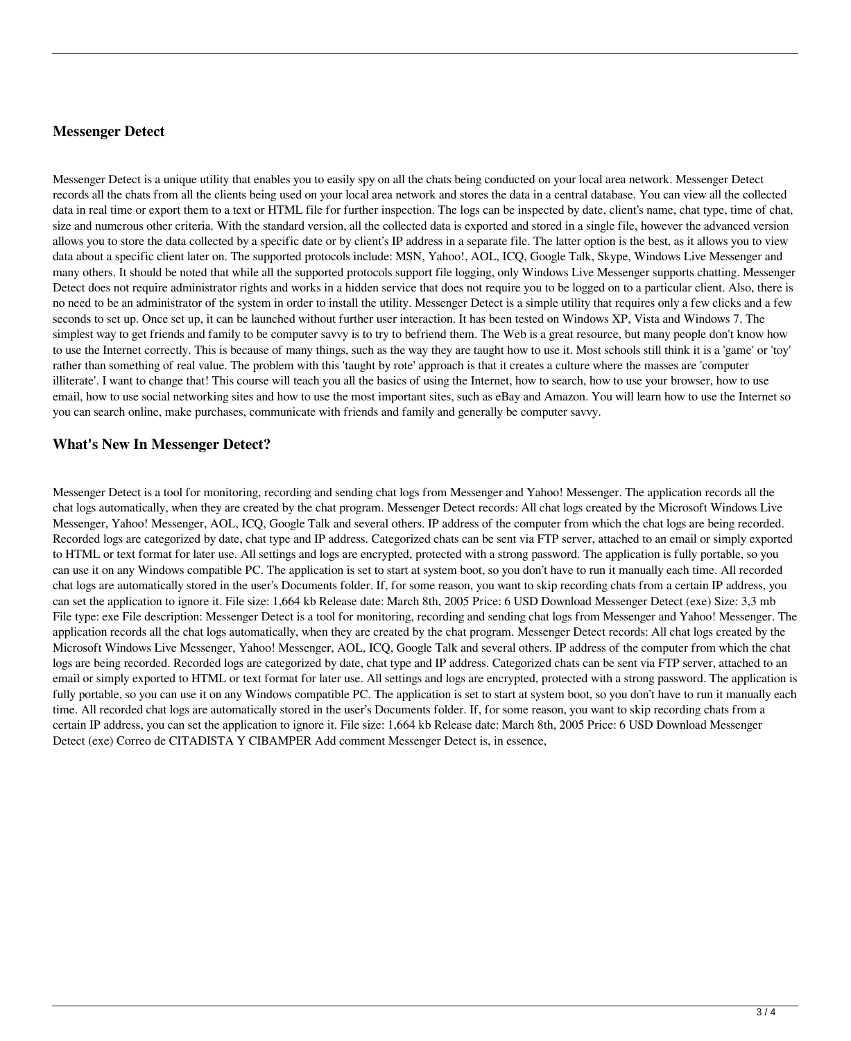### Messenger Detect

Messenger Detect is a unique utility that enables you to easily spy on all the chats being conducted on your local area network. Messenger Detect records all the chats from all the clients being used on your local area network and stores the data in a central database. You can view all the collected data in real time or export them to a text or HTML file for further inspection. The logs can be inspected by date, client's name, chat type, time of chat, size and numerous other criteria. With the standard version, all the collected data is exported and stored in a single file, however the advanced version allows you to store the data collected by a specific date or by client's IP address in a separate file. The latter option is the best, as it allows you to view data about a specific client later on. The supported protocols include: MSN, Yahoo!, AOL, ICQ, Google Talk, Skype, Windows Live Messenger and many others. It should be noted that while all the supported protocols support file logging, only Windows Live Messenger supports chatting. Messenger Detect does not require administrator rights and works in a hidden service that does not require you to be logged on to a particular client. Also, there is no need to be an administrator of the system in order to install the utility. Messenger Detect is a simple utility that requires only a few clicks and a few seconds to set up. Once set up, it can be launched without further user interaction. It has been tested on Windows XP, Vista and Windows 7. The simplest way to get friends and family to be computer savvy is to try to befriend them. The Web is a great resource, but many people don't know how to use the Internet correctly. This is because of many things, such as the way they are taught how to use it. Most schools still think it is a 'game' or 'toy' rather than something of real value. The problem with this 'taught by rote' approach is that it creates a culture where the masses are 'computer illiterate'. I want to change that! This course will teach you all the basics of using the Internet, how to search, how to use your browser, how to use email, how to use social networking sites and how to use the most important sites, such as eBay and Amazon. You will learn how to use the Internet so you can search online, make purchases, communicate with friends and family and generally be computer savvy.

### What's New In Messenger Detect?

Messenger Detect is a tool for monitoring, recording and sending chat logs from Messenger and Yahoo! Messenger. The application records all the chat logs automatically, when they are created by the chat program. Messenger Detect records: All chat logs created by the Microsoft Windows Live Messenger, Yahoo! Messenger, AOL, ICQ, Google Talk and several others. IP address of the computer from which the chat logs are being recorded. Recorded logs are categorized by date, chat type and IP address. Categorized chats can be sent via FTP server, attached to an email or simply exported to HTML or text format for later use. All settings and logs are encrypted, protected with a strong password. The application is fully portable, so you can use it on any Windows compatible PC. The application is set to start at system boot, so you don't have to run it manually each time. All recorded chat logs are automatically stored in the user's Documents folder. If, for some reason, you want to skip recording chats from a certain IP address, you can set the application to ignore it. File size: 1,664 kb Release date: March 8th, 2005 Price: 6 USD Download Messenger Detect (exe) Size: 3,3 mb File type: exe File description: Messenger Detect is a tool for monitoring, recording and sending chat logs from Messenger and Yahoo! Messenger. The application records all the chat logs automatically, when they are created by the chat program. Messenger Detect records: All chat logs created by the Microsoft Windows Live Messenger, Yahoo! Messenger, AOL, ICQ, Google Talk and several others. IP address of the computer from which the chat logs are being recorded. Recorded logs are categorized by date, chat type and IP address. Categorized chats can be sent via FTP server, attached to an email or simply exported to HTML or text format for later use. All settings and logs are encrypted, protected with a strong password. The application is fully portable, so you can use it on any Windows compatible PC. The application is set to start at system boot, so you don't have to run it manually each time. All recorded chat logs are automatically stored in the user's Documents folder. If, for some reason, you want to skip recording chats from a certain IP address, you can set the application to ignore it. File size: 1,664 kb Release date: March 8th, 2005 Price: 6 USD Download Messenger Detect (exe) Correo de CITADISTA Y CIBAMPER Add comment Messenger Detect is, in essence,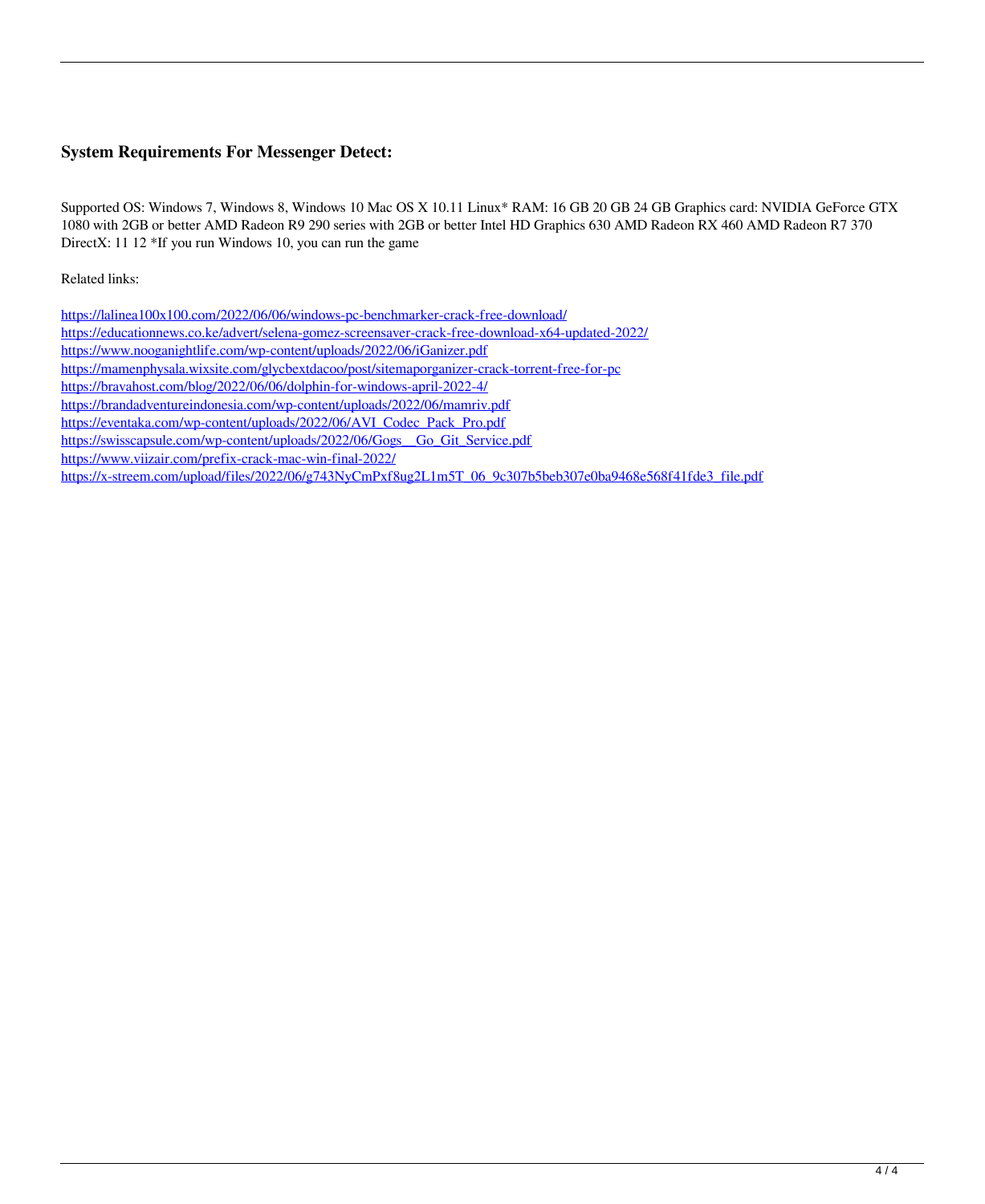### System Requirements For Messenger Detect:

Supported OS: Windows 7, Windows 8, Windows 10 Mac OS X 10.11 Linux* RAM: 16 GB 20 GB 24 GB Graphics card: NVIDIA GeForce GTX 1080 with 2GB or better AMD Radeon R9 290 series with 2GB or better Intel HD Graphics 630 AMD Radeon RX 460 AMD Radeon R7 370 DirectX: 11 12 *If you run Windows 10, you can run the game

Related links:

https://lalinea100x100.com/2022/06/06/windows-pc-benchmarker-crack-free-download/
https://educationnews.co.ke/advert/selena-gomez-screensaver-crack-free-download-x64-updated-2022/
https://www.nooganightlife.com/wp-content/uploads/2022/06/iGanizer.pdf
https://mamenphysala.wixsite.com/glycbextdacoo/post/sitemaporganizer-crack-torrent-free-for-pc
https://bravahost.com/blog/2022/06/06/dolphin-for-windows-april-2022-4/
https://brandadventureindonesia.com/wp-content/uploads/2022/06/mamriv.pdf
https://eventaka.com/wp-content/uploads/2022/06/AVI_Codec_Pack_Pro.pdf
https://swisscapsule.com/wp-content/uploads/2022/06/Gogs__Go_Git_Service.pdf
https://www.viizair.com/prefix-crack-mac-win-final-2022/
https://x-streem.com/upload/files/2022/06/g743NyCmPxf8ug2L1m5T_06_9c307b5beb307e0ba9468e568f41fde3_file.pdf